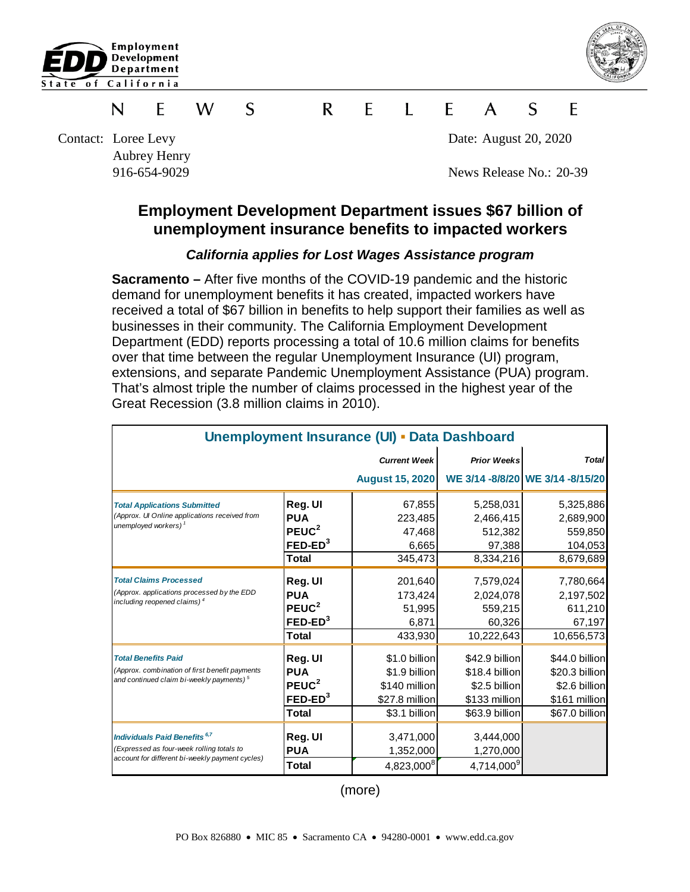Employment Development Department
State of California

# NEWS RELEASE

Contact: Loree Levy
Aubrey Henry
916-654-9029

Date: August 20, 2020

News Release No.: 20-39

## Employment Development Department issues $67 billion of unemployment insurance benefits to impacted workers

### *California applies for Lost Wages Assistance program*

**Sacramento –** After five months of the COVID-19 pandemic and the historic demand for unemployment benefits it has created, impacted workers have received a total of $67 billion in benefits to help support their families as well as businesses in their community. The California Employment Development Department (EDD) reports processing a total of 10.6 million claims for benefits over that time between the regular Unemployment Insurance (UI) program, extensions, and separate Pandemic Unemployment Assistance (PUA) program. That's almost triple the number of claims processed in the highest year of the Great Recession (3.8 million claims in 2010).

**Unemployment Insurance (UI) ▪ Data Dashboard**

| | | Current Week August 15, 2020 | Prior Weeks WE 3/14 -8/8/20 | Total WE 3/14 -8/15/20 |
|---|---|---|---|---|
| ***Total Applications Submitted*** *(Approx. UI Online applications received from unemployed workers)* [1] | **Reg. UI** | 67,855 | 5,258,031 | 5,325,886 |
| | **PUA** | 223,485 | 2,466,415 | 2,689,900 |
| | **PEUC** [2] | 47,468 | 512,382 | 559,850 |
| | **FED-ED** [3] | 6,665 | 97,388 | 104,053 |
| | **Total** | 345,473 | 8,334,216 | 8,679,689 |
| ***Total Claims Processed*** *(Approx. applications processed by the EDD including reopened claims)* [4] | **Reg. UI** | 201,640 | 7,579,024 | 7,780,664 |
| | **PUA** | 173,424 | 2,024,078 | 2,197,502 |
| | **PEUC** [2] | 51,995 | 559,215 | 611,210 |
| | **FED-ED** [3] | 6,871 | 60,326 | 67,197 |
| | **Total** | 433,930 | 10,222,643 | 10,656,573 |
| ***Total Benefits Paid*** *(Approx. combination of first benefit payments and continued claim bi-weekly payments)* [5] | **Reg. UI** | $1.0 billion | $42.9 billion | $44.0 billion |
| | **PUA** | $1.9 billion | $18.4 billion | $20.3 billion |
| | **PEUC** [2] | $140 million | $2.5 billion | $2.6 billion |
| | **FED-ED** [3] | $27.8 million | $133 million | $161 million |
| | **Total** | $3.1 billion | $63.9 billion | $67.0 billion |
| ***Individuals Paid Benefits*** [6,7] *(Expressed as four-week rolling totals to account for different bi-weekly payment cycles)* | **Reg. UI** | 3,471,000 | 3,444,000 | |
| | **PUA** | 1,352,000 | 1,270,000 | |
| | **Total** | 4,823,000 [8] | 4,714,000 [9] | |

(more)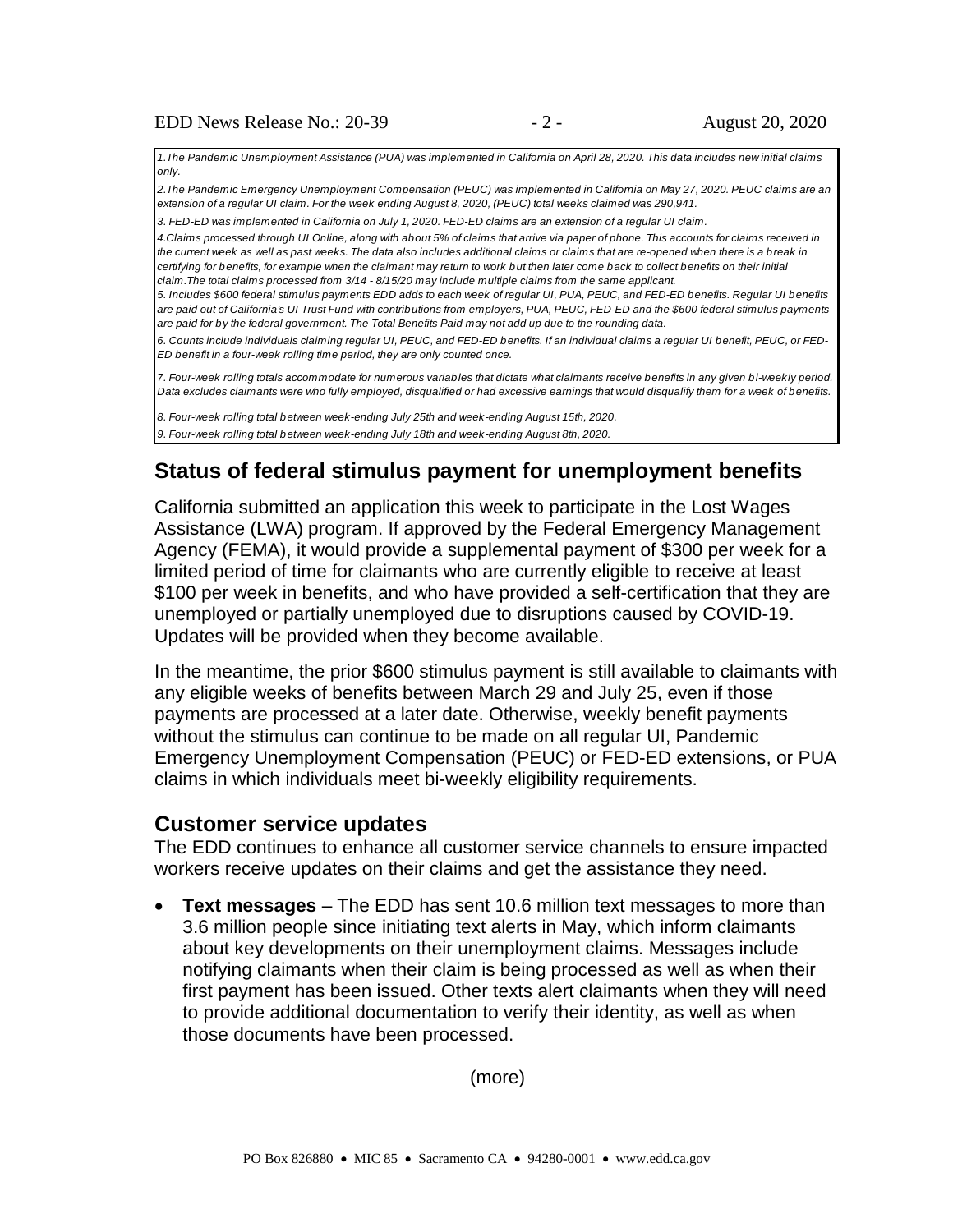*1.The Pandemic Unemployment Assistance (PUA) was implemented in California on April 28, 2020. This data includes new initial claims only.*

*2.The Pandemic Emergency Unemployment Compensation (PEUC) was implemented in California on May 27, 2020. PEUC claims are an extension of a regular UI claim. For the week ending August 8, 2020, (PEUC) total weeks claimed was 290,941.*

*3. FED-ED was implemented in California on July 1, 2020. FED-ED claims are an extension of a regular UI claim.*

*4.Claims processed through UI Online, along with about 5% of claims that arrive via paper of phone. This accounts for claims received in the current week as well as past weeks. The data also includes additional claims or claims that are re-opened when there is a break in certifying for benefits, for example when the claimant may return to work but then later come back to collect benefits on their initial claim.The total claims processed from 3/14 - 8/15/20 may include multiple claims from the same applicant.*

*5. Includes $600 federal stimulus payments EDD adds to each week of regular UI, PUA, PEUC, and FED-ED benefits. Regular UI benefits are paid out of California's UI Trust Fund with contributions from employers, PUA, PEUC, FED-ED and the $600 federal stimulus payments are paid for by the federal government. The Total Benefits Paid may not add up due to the rounding data.*

*6. Counts include individuals claiming regular UI, PEUC, and FED-ED benefits. If an individual claims a regular UI benefit, PEUC, or FED-ED benefit in a four-week rolling time period, they are only counted once.*

*7. Four-week rolling totals accommodate for numerous variables that dictate what claimants receive benefits in any given bi-weekly period. Data excludes claimants were who fully employed, disqualified or had excessive earnings that would disqualify them for a week of benefits.*

*8. Four-week rolling total between week-ending July 25th and week-ending August 15th, 2020.*

*9. Four-week rolling total between week-ending July 18th and week-ending August 8th, 2020.*

## Status of federal stimulus payment for unemployment benefits

California submitted an application this week to participate in the Lost Wages Assistance (LWA) program. If approved by the Federal Emergency Management Agency (FEMA), it would provide a supplemental payment of $300 per week for a limited period of time for claimants who are currently eligible to receive at least $100 per week in benefits, and who have provided a self-certification that they are unemployed or partially unemployed due to disruptions caused by COVID-19. Updates will be provided when they become available.

In the meantime, the prior $600 stimulus payment is still available to claimants with any eligible weeks of benefits between March 29 and July 25, even if those payments are processed at a later date. Otherwise, weekly benefit payments without the stimulus can continue to be made on all regular UI, Pandemic Emergency Unemployment Compensation (PEUC) or FED-ED extensions, or PUA claims in which individuals meet bi-weekly eligibility requirements.

## Customer service updates

The EDD continues to enhance all customer service channels to ensure impacted workers receive updates on their claims and get the assistance they need.

- **Text messages** – The EDD has sent 10.6 million text messages to more than 3.6 million people since initiating text alerts in May, which inform claimants about key developments on their unemployment claims. Messages include notifying claimants when their claim is being processed as well as when their first payment has been issued. Other texts alert claimants when they will need to provide additional documentation to verify their identity, as well as when those documents have been processed.

(more)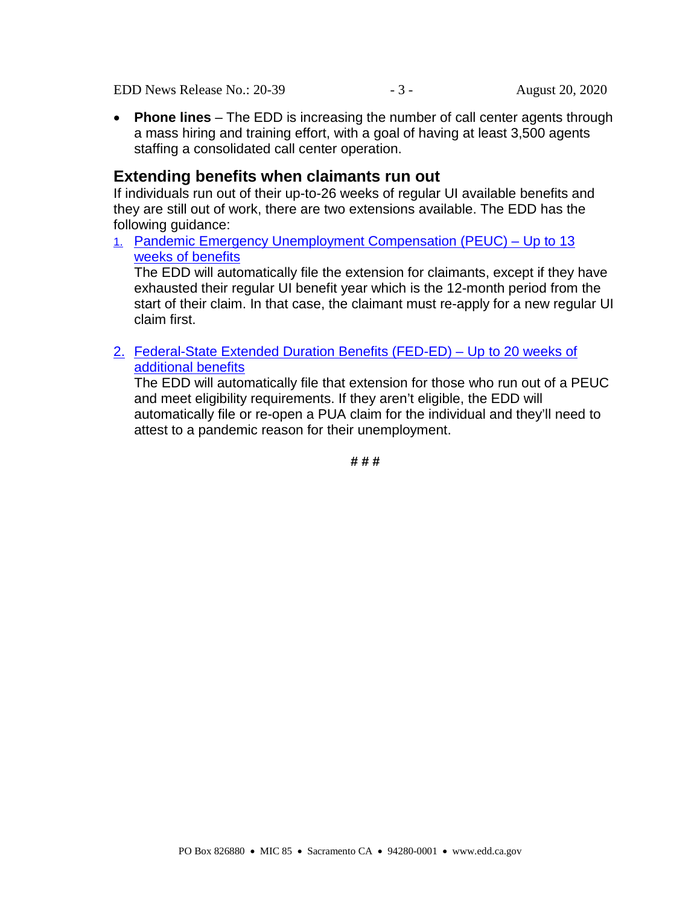- **Phone lines** – The EDD is increasing the number of call center agents through a mass hiring and training effort, with a goal of having at least 3,500 agents staffing a consolidated call center operation.

## Extending benefits when claimants run out

If individuals run out of their up-to-26 weeks of regular UI available benefits and they are still out of work, there are two extensions available. The EDD has the following guidance:

1. Pandemic Emergency Unemployment Compensation (PEUC) – Up to 13 weeks of benefits
   The EDD will automatically file the extension for claimants, except if they have exhausted their regular UI benefit year which is the 12-month period from the start of their claim. In that case, the claimant must re-apply for a new regular UI claim first.

2. Federal-State Extended Duration Benefits (FED-ED) – Up to 20 weeks of additional benefits
   The EDD will automatically file that extension for those who run out of a PEUC and meet eligibility requirements. If they aren't eligible, the EDD will automatically file or re-open a PUA claim for the individual and they'll need to attest to a pandemic reason for their unemployment.

# # #

PO Box 826880 • MIC 85 • Sacramento CA • 94280-0001 • www.edd.ca.gov